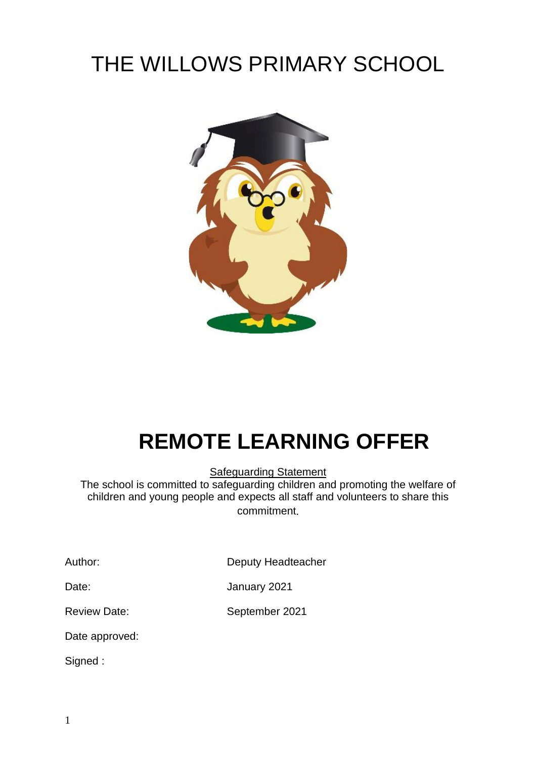# THE WILLOWS PRIMARY SCHOOL

# REMOTE LEARNING OFFER

Safeguarding Statement

The school is committed to safeguarding children and promoting the welfare of children and young people and expects all staff and volunteers to share this commitment.

Author: Deputy Headteacher

Date: January 2021

Review Date: September 2021

Date approved:

Signed :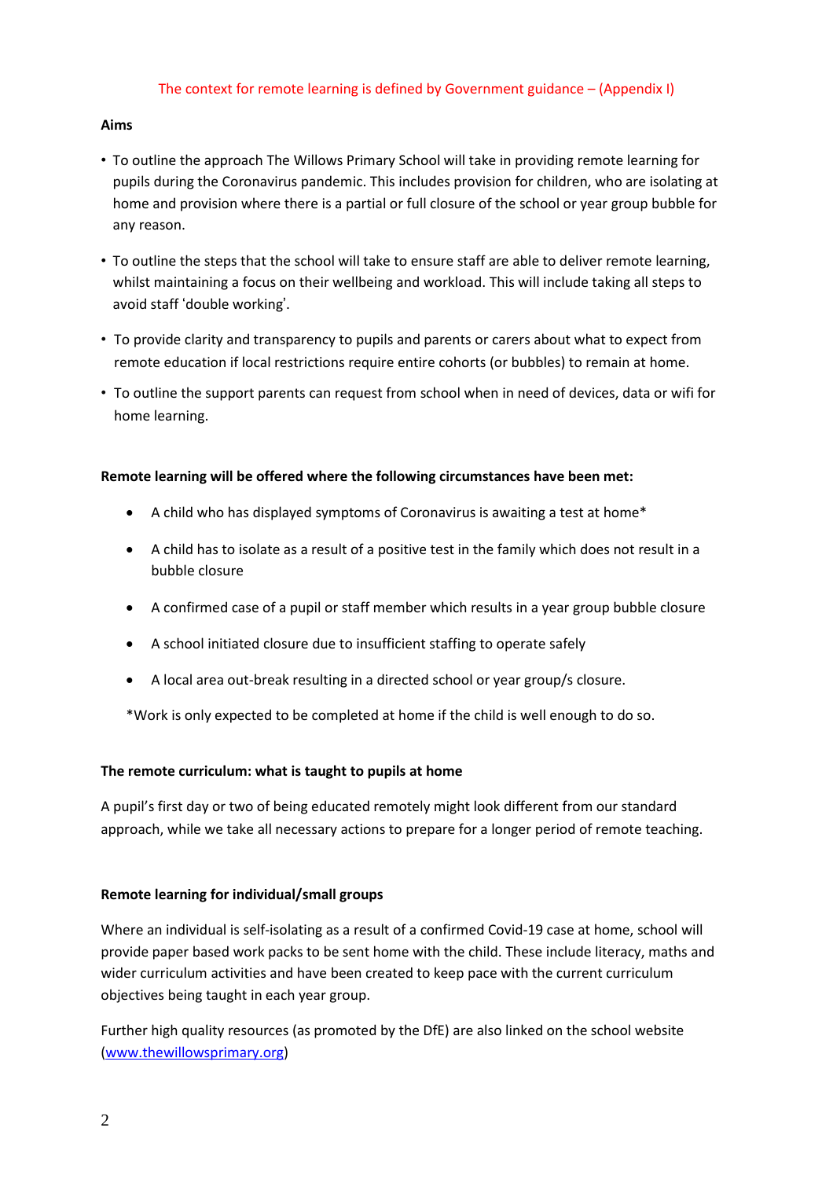The context for remote learning is defined by Government guidance – (Appendix I)

**Aims**

- To outline the approach The Willows Primary School will take in providing remote learning for pupils during the Coronavirus pandemic. This includes provision for children, who are isolating at home and provision where there is a partial or full closure of the school or year group bubble for any reason.
- To outline the steps that the school will take to ensure staff are able to deliver remote learning, whilst maintaining a focus on their wellbeing and workload. This will include taking all steps to avoid staff 'double working'.
- To provide clarity and transparency to pupils and parents or carers about what to expect from remote education if local restrictions require entire cohorts (or bubbles) to remain at home.
- To outline the support parents can request from school when in need of devices, data or wifi for home learning.

**Remote learning will be offered where the following circumstances have been met:**

- A child who has displayed symptoms of Coronavirus is awaiting a test at home*
- A child has to isolate as a result of a positive test in the family which does not result in a bubble closure
- A confirmed case of a pupil or staff member which results in a year group bubble closure
- A school initiated closure due to insufficient staffing to operate safely
- A local area out-break resulting in a directed school or year group/s closure.

*Work is only expected to be completed at home if the child is well enough to do so.

**The remote curriculum: what is taught to pupils at home**

A pupil's first day or two of being educated remotely might look different from our standard approach, while we take all necessary actions to prepare for a longer period of remote teaching.

**Remote learning for individual/small groups**

Where an individual is self-isolating as a result of a confirmed Covid-19 case at home, school will provide paper based work packs to be sent home with the child. These include literacy, maths and wider curriculum activities and have been created to keep pace with the current curriculum objectives being taught in each year group.

Further high quality resources (as promoted by the DfE) are also linked on the school website ([www.thewillowsprimary.org](http://www.thewillowsprimary.org))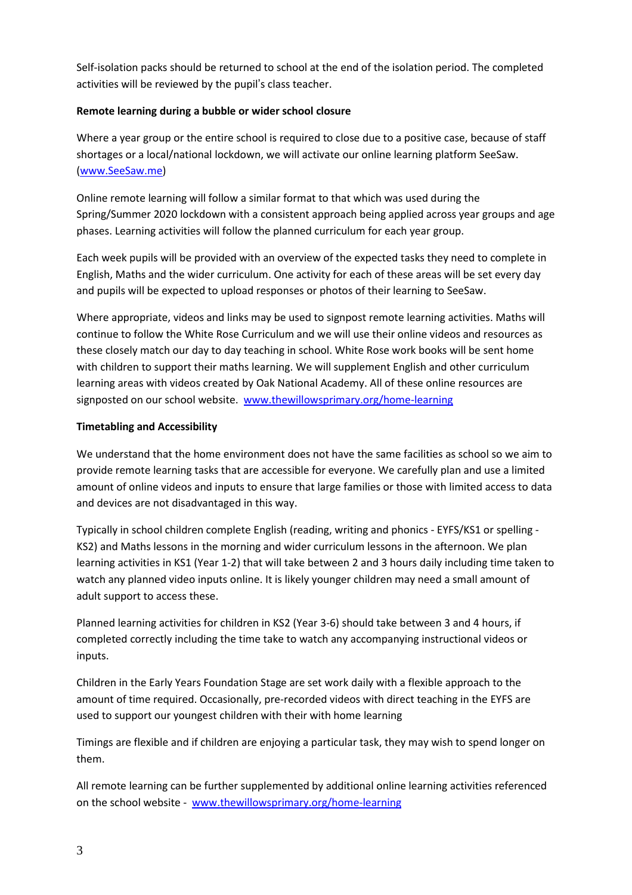Self-isolation packs should be returned to school at the end of the isolation period. The completed activities will be reviewed by the pupil's class teacher.

**Remote learning during a bubble or wider school closure**

Where a year group or the entire school is required to close due to a positive case, because of staff shortages or a local/national lockdown, we will activate our online learning platform SeeSaw. (www.SeeSaw.me)

Online remote learning will follow a similar format to that which was used during the Spring/Summer 2020 lockdown with a consistent approach being applied across year groups and age phases. Learning activities will follow the planned curriculum for each year group.

Each week pupils will be provided with an overview of the expected tasks they need to complete in English, Maths and the wider curriculum. One activity for each of these areas will be set every day and pupils will be expected to upload responses or photos of their learning to SeeSaw.

Where appropriate, videos and links may be used to signpost remote learning activities. Maths will continue to follow the White Rose Curriculum and we will use their online videos and resources as these closely match our day to day teaching in school. White Rose work books will be sent home with children to support their maths learning. We will supplement English and other curriculum learning areas with videos created by Oak National Academy. All of these online resources are signposted on our school website. www.thewillowsprimary.org/home-learning

**Timetabling and Accessibility**

We understand that the home environment does not have the same facilities as school so we aim to provide remote learning tasks that are accessible for everyone. We carefully plan and use a limited amount of online videos and inputs to ensure that large families or those with limited access to data and devices are not disadvantaged in this way.

Typically in school children complete English (reading, writing and phonics - EYFS/KS1 or spelling - KS2) and Maths lessons in the morning and wider curriculum lessons in the afternoon. We plan learning activities in KS1 (Year 1-2) that will take between 2 and 3 hours daily including time taken to watch any planned video inputs online. It is likely younger children may need a small amount of adult support to access these.

Planned learning activities for children in KS2 (Year 3-6) should take between 3 and 4 hours, if completed correctly including the time take to watch any accompanying instructional videos or inputs.

Children in the Early Years Foundation Stage are set work daily with a flexible approach to the amount of time required. Occasionally, pre-recorded videos with direct teaching in the EYFS are used to support our youngest children with their with home learning

Timings are flexible and if children are enjoying a particular task, they may wish to spend longer on them.

All remote learning can be further supplemented by additional online learning activities referenced on the school website - www.thewillowsprimary.org/home-learning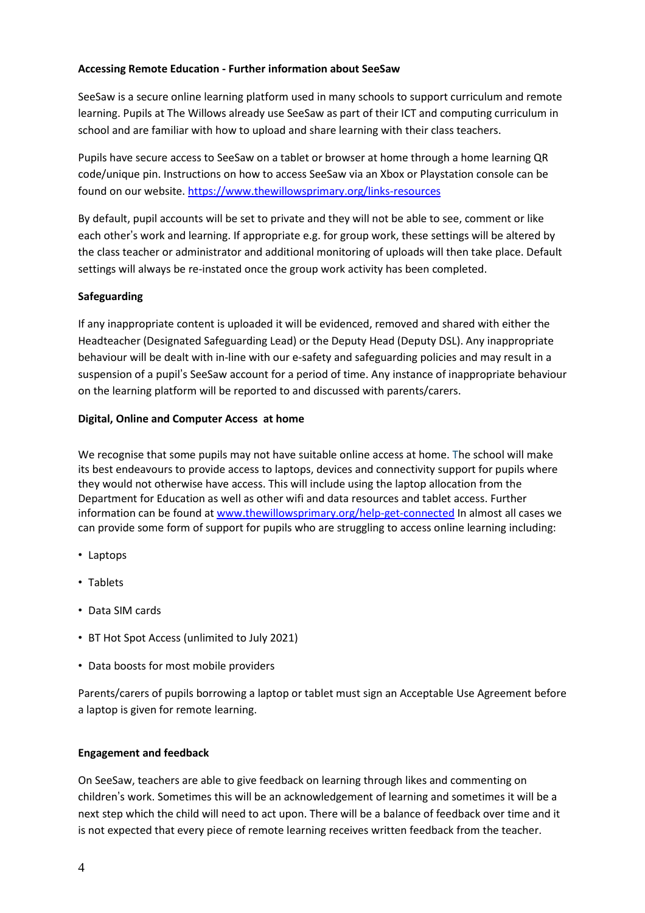**Accessing Remote Education - Further information about SeeSaw**

SeeSaw is a secure online learning platform used in many schools to support curriculum and remote learning. Pupils at The Willows already use SeeSaw as part of their ICT and computing curriculum in school and are familiar with how to upload and share learning with their class teachers.

Pupils have secure access to SeeSaw on a tablet or browser at home through a home learning QR code/unique pin. Instructions on how to access SeeSaw via an Xbox or Playstation console can be found on our website. https://www.thewillowsprimary.org/links-resources

By default, pupil accounts will be set to private and they will not be able to see, comment or like each other's work and learning. If appropriate e.g. for group work, these settings will be altered by the class teacher or administrator and additional monitoring of uploads will then take place. Default settings will always be re-instated once the group work activity has been completed.

**Safeguarding**

If any inappropriate content is uploaded it will be evidenced, removed and shared with either the Headteacher (Designated Safeguarding Lead) or the Deputy Head (Deputy DSL). Any inappropriate behaviour will be dealt with in-line with our e-safety and safeguarding policies and may result in a suspension of a pupil's SeeSaw account for a period of time. Any instance of inappropriate behaviour on the learning platform will be reported to and discussed with parents/carers.

**Digital, Online and Computer Access at home**

We recognise that some pupils may not have suitable online access at home. The school will make its best endeavours to provide access to laptops, devices and connectivity support for pupils where they would not otherwise have access. This will include using the laptop allocation from the Department for Education as well as other wifi and data resources and tablet access. Further information can be found at www.thewillowsprimary.org/help-get-connected In almost all cases we can provide some form of support for pupils who are struggling to access online learning including:

- Laptops
- Tablets
- Data SIM cards
- BT Hot Spot Access (unlimited to July 2021)
- Data boosts for most mobile providers

Parents/carers of pupils borrowing a laptop or tablet must sign an Acceptable Use Agreement before a laptop is given for remote learning.

**Engagement and feedback**

On SeeSaw, teachers are able to give feedback on learning through likes and commenting on children's work. Sometimes this will be an acknowledgement of learning and sometimes it will be a next step which the child will need to act upon. There will be a balance of feedback over time and it is not expected that every piece of remote learning receives written feedback from the teacher.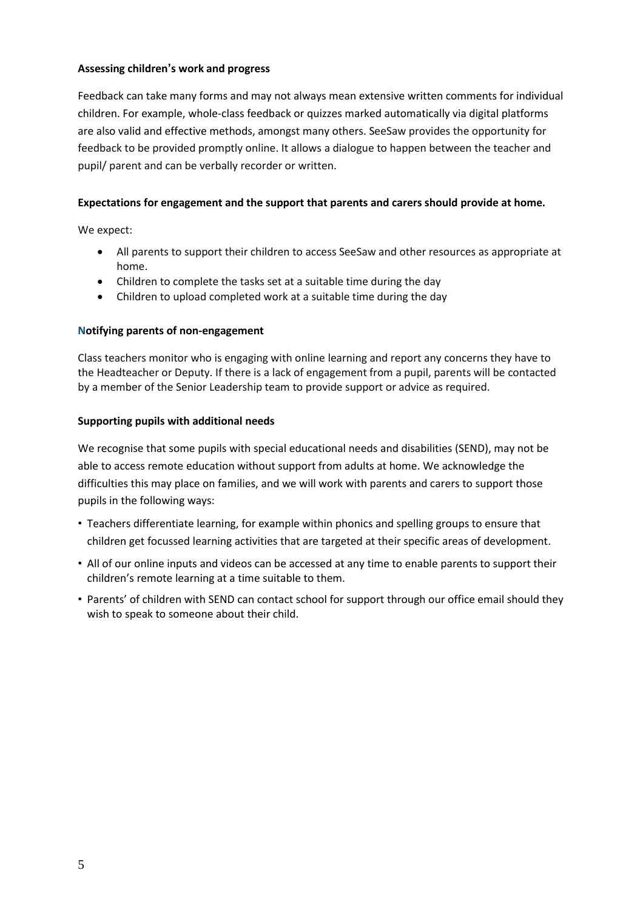**Assessing children's work and progress**

Feedback can take many forms and may not always mean extensive written comments for individual children. For example, whole-class feedback or quizzes marked automatically via digital platforms are also valid and effective methods, amongst many others. SeeSaw provides the opportunity for feedback to be provided promptly online. It allows a dialogue to happen between the teacher and pupil/ parent and can be verbally recorder or written.

**Expectations for engagement and the support that parents and carers should provide at home.**

We expect:

- All parents to support their children to access SeeSaw and other resources as appropriate at home.
- Children to complete the tasks set at a suitable time during the day
- Children to upload completed work at a suitable time during the day

**Notifying parents of non-engagement**

Class teachers monitor who is engaging with online learning and report any concerns they have to the Headteacher or Deputy. If there is a lack of engagement from a pupil, parents will be contacted by a member of the Senior Leadership team to provide support or advice as required.

**Supporting pupils with additional needs**

We recognise that some pupils with special educational needs and disabilities (SEND), may not be able to access remote education without support from adults at home. We acknowledge the difficulties this may place on families, and we will work with parents and carers to support those pupils in the following ways:

- Teachers differentiate learning, for example within phonics and spelling groups to ensure that children get focussed learning activities that are targeted at their specific areas of development.
- All of our online inputs and videos can be accessed at any time to enable parents to support their children's remote learning at a time suitable to them.
- Parents' of children with SEND can contact school for support through our office email should they wish to speak to someone about their child.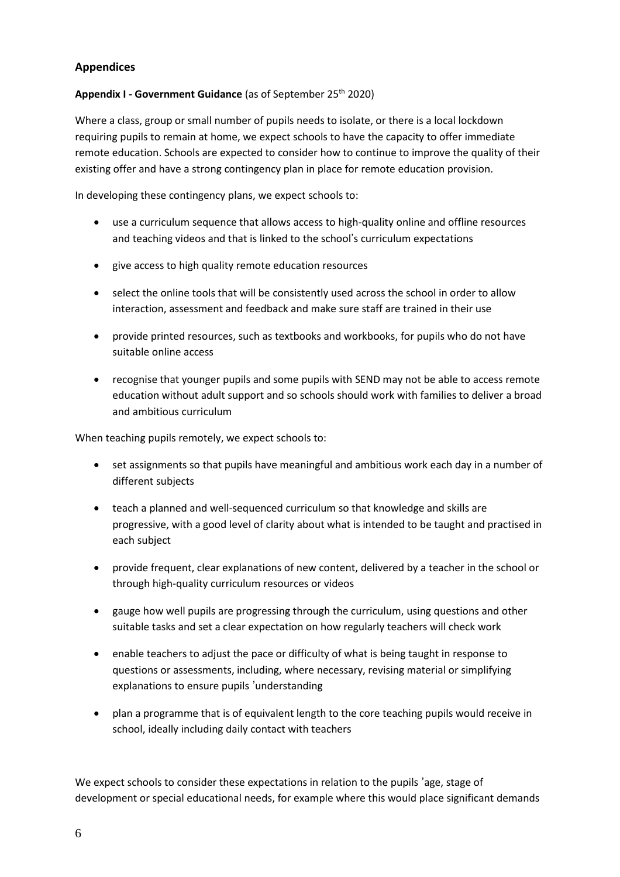## Appendices

**Appendix I - Government Guidance** (as of September 25th 2020)

Where a class, group or small number of pupils needs to isolate, or there is a local lockdown requiring pupils to remain at home, we expect schools to have the capacity to offer immediate remote education. Schools are expected to consider how to continue to improve the quality of their existing offer and have a strong contingency plan in place for remote education provision.

In developing these contingency plans, we expect schools to:

- use a curriculum sequence that allows access to high-quality online and offline resources and teaching videos and that is linked to the school's curriculum expectations
- give access to high quality remote education resources
- select the online tools that will be consistently used across the school in order to allow interaction, assessment and feedback and make sure staff are trained in their use
- provide printed resources, such as textbooks and workbooks, for pupils who do not have suitable online access
- recognise that younger pupils and some pupils with SEND may not be able to access remote education without adult support and so schools should work with families to deliver a broad and ambitious curriculum

When teaching pupils remotely, we expect schools to:

- set assignments so that pupils have meaningful and ambitious work each day in a number of different subjects
- teach a planned and well-sequenced curriculum so that knowledge and skills are progressive, with a good level of clarity about what is intended to be taught and practised in each subject
- provide frequent, clear explanations of new content, delivered by a teacher in the school or through high-quality curriculum resources or videos
- gauge how well pupils are progressing through the curriculum, using questions and other suitable tasks and set a clear expectation on how regularly teachers will check work
- enable teachers to adjust the pace or difficulty of what is being taught in response to questions or assessments, including, where necessary, revising material or simplifying explanations to ensure pupils 'understanding
- plan a programme that is of equivalent length to the core teaching pupils would receive in school, ideally including daily contact with teachers

We expect schools to consider these expectations in relation to the pupils 'age, stage of development or special educational needs, for example where this would place significant demands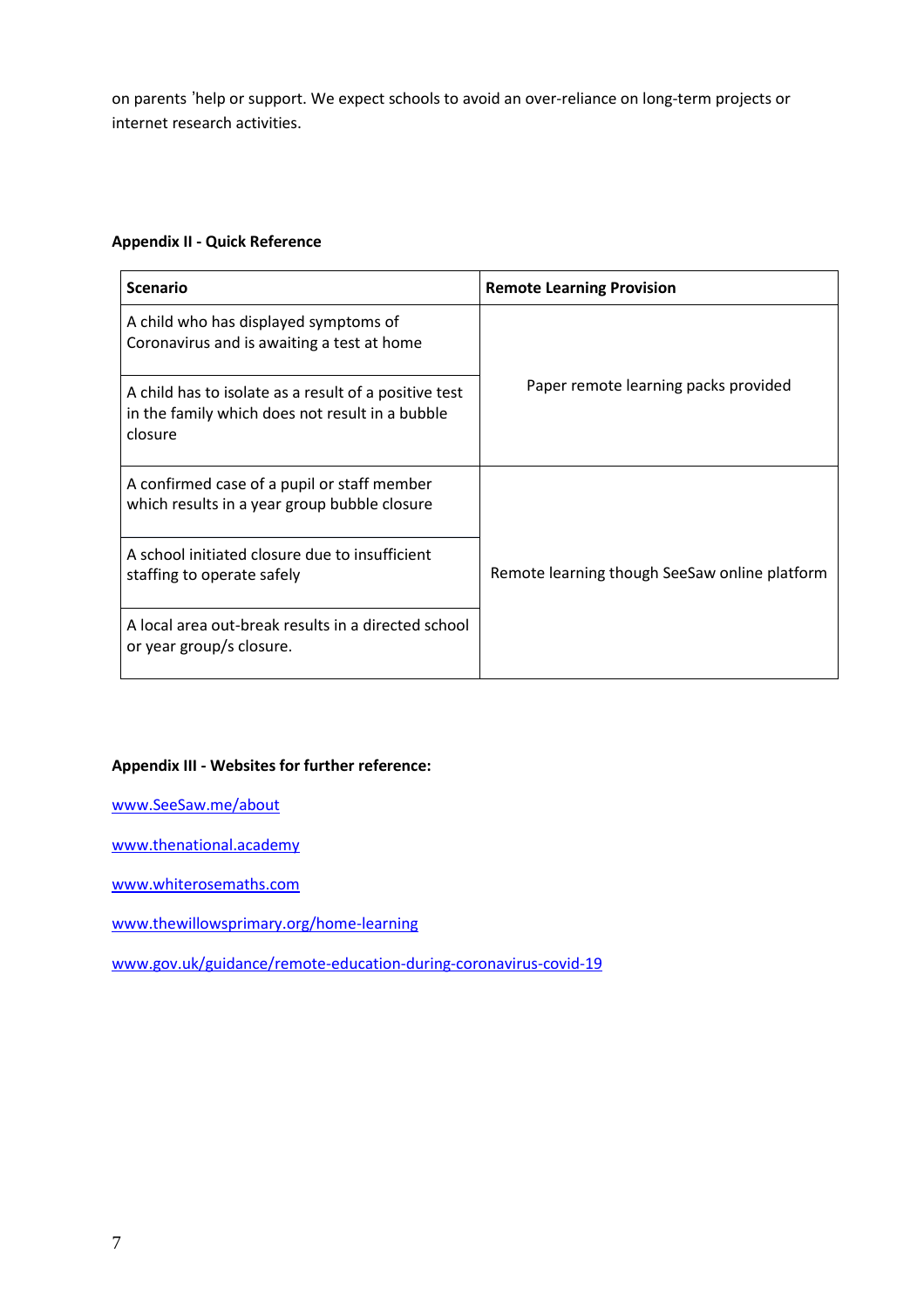on parents 'help or support. We expect schools to avoid an over-reliance on long-term projects or internet research activities.

**Appendix II - Quick Reference**

| Scenario | Remote Learning Provision |
|---|---|
| A child who has displayed symptoms of Coronavirus and is awaiting a test at home | Paper remote learning packs provided |
| A child has to isolate as a result of a positive test in the family which does not result in a bubble closure | Paper remote learning packs provided |
| A confirmed case of a pupil or staff member which results in a year group bubble closure | Remote learning though SeeSaw online platform |
| A school initiated closure due to insufficient staffing to operate safely | Remote learning though SeeSaw online platform |
| A local area out-break results in a directed school or year group/s closure. | Remote learning though SeeSaw online platform |

**Appendix III - Websites for further reference:**

www.SeeSaw.me/about

www.thenational.academy

www.whiterosemaths.com

www.thewillowsprimary.org/home-learning

www.gov.uk/guidance/remote-education-during-coronavirus-covid-19